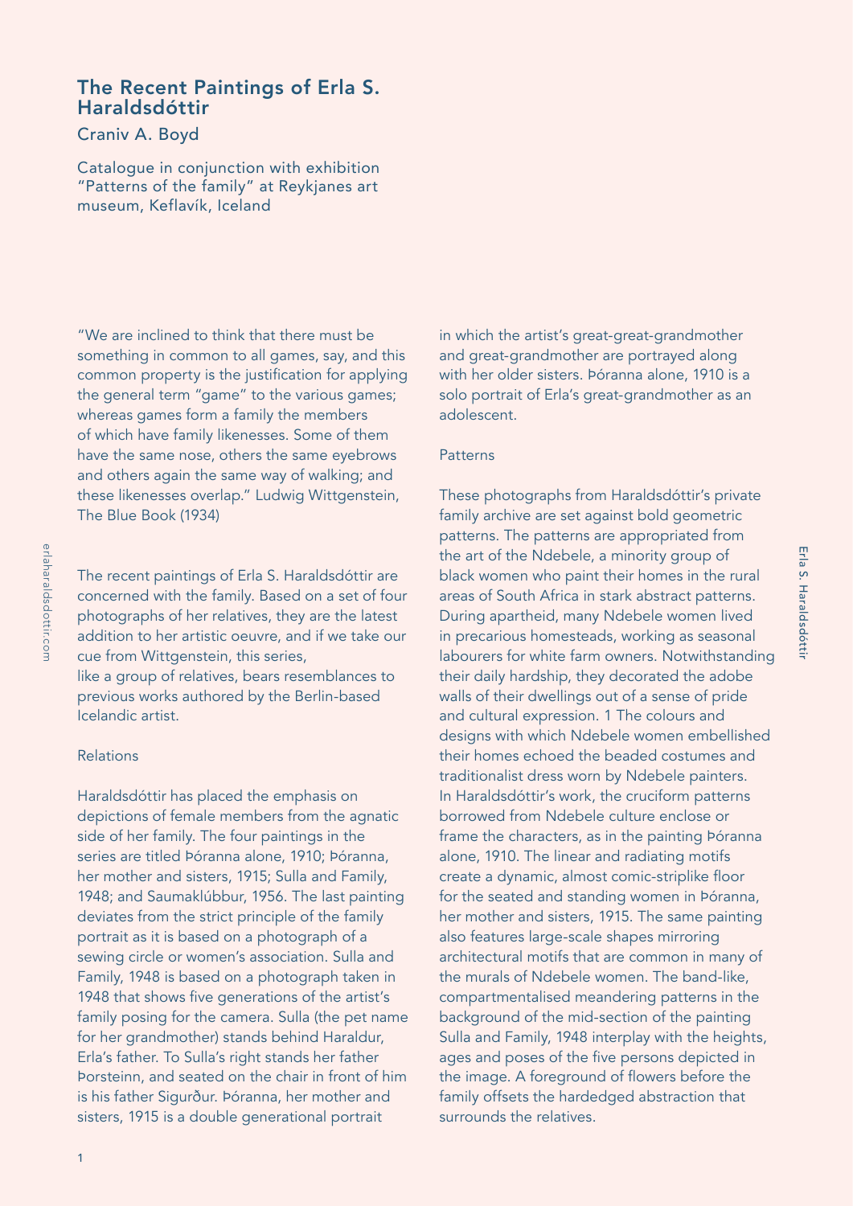# The Recent Paintings of Erla S. Haraldsdóttir

Craniv A. Boyd

Catalogue in conjunction with exhibition "Patterns of the family" at Reykjanes art museum, Keflavík, Iceland

"We are inclined to think that there must be something in common to all games, say, and this common property is the justification for applying the general term "game" to the various games; whereas games form a family the members of which have family likenesses. Some of them have the same nose, others the same eyebrows and others again the same way of walking; and these likenesses overlap." Ludwig Wittgenstein, The Blue Book (1934)

The recent paintings of Erla S. Haraldsdóttir are concerned with the family. Based on a set of four photographs of her relatives, they are the latest addition to her artistic oeuvre, and if we take our cue from Wittgenstein, this series, like a group of relatives, bears resemblances to previous works authored by the Berlin-based Icelandic artist.

## Relations

Haraldsdóttir has placed the emphasis on depictions of female members from the agnatic side of her family. The four paintings in the series are titled Þóranna alone, 1910; Þóranna, her mother and sisters, 1915; Sulla and Family, 1948; and Saumaklúbbur, 1956. The last painting deviates from the strict principle of the family portrait as it is based on a photograph of a sewing circle or women's association. Sulla and Family, 1948 is based on a photograph taken in 1948 that shows five generations of the artist's family posing for the camera. Sulla (the pet name for her grandmother) stands behind Haraldur, Erla's father. To Sulla's right stands her father Þorsteinn, and seated on the chair in front of him is his father Sigurður. Þóranna, her mother and sisters, 1915 is a double generational portrait in which the artist's great-great-grandmother and great-grandmother are portrayed along with her older sisters. Þóranna alone, 1910 is a solo portrait of Erla's great-grandmother as an adolescent.

## Patterns

These photographs from Haraldsdóttir's private family archive are set against bold geometric patterns. The patterns are appropriated from the art of the Ndebele, a minority group of black women who paint their homes in the rural areas of South Africa in stark abstract patterns. During apartheid, many Ndebele women lived in precarious homesteads, working as seasonal labourers for white farm owners. Notwithstanding their daily hardship, they decorated the adobe walls of their dwellings out of a sense of pride and cultural expression. 1 The colours and designs with which Ndebele women embellished their homes echoed the beaded costumes and traditionalist dress worn by Ndebele painters. In Haraldsdóttir's work, the cruciform patterns borrowed from Ndebele culture enclose or frame the characters, as in the painting Þóranna alone, 1910. The linear and radiating motifs create a dynamic, almost comic-striplike floor for the seated and standing women in Þóranna, her mother and sisters, 1915. The same painting also features large-scale shapes mirroring architectural motifs that are common in many of the murals of Ndebele women. The band-like, compartmentalised meandering patterns in the background of the mid-section of the painting Sulla and Family, 1948 interplay with the heights, ages and poses of the five persons depicted in the image. A foreground of flowers before the family offsets the hardedged abstraction that surrounds the relatives.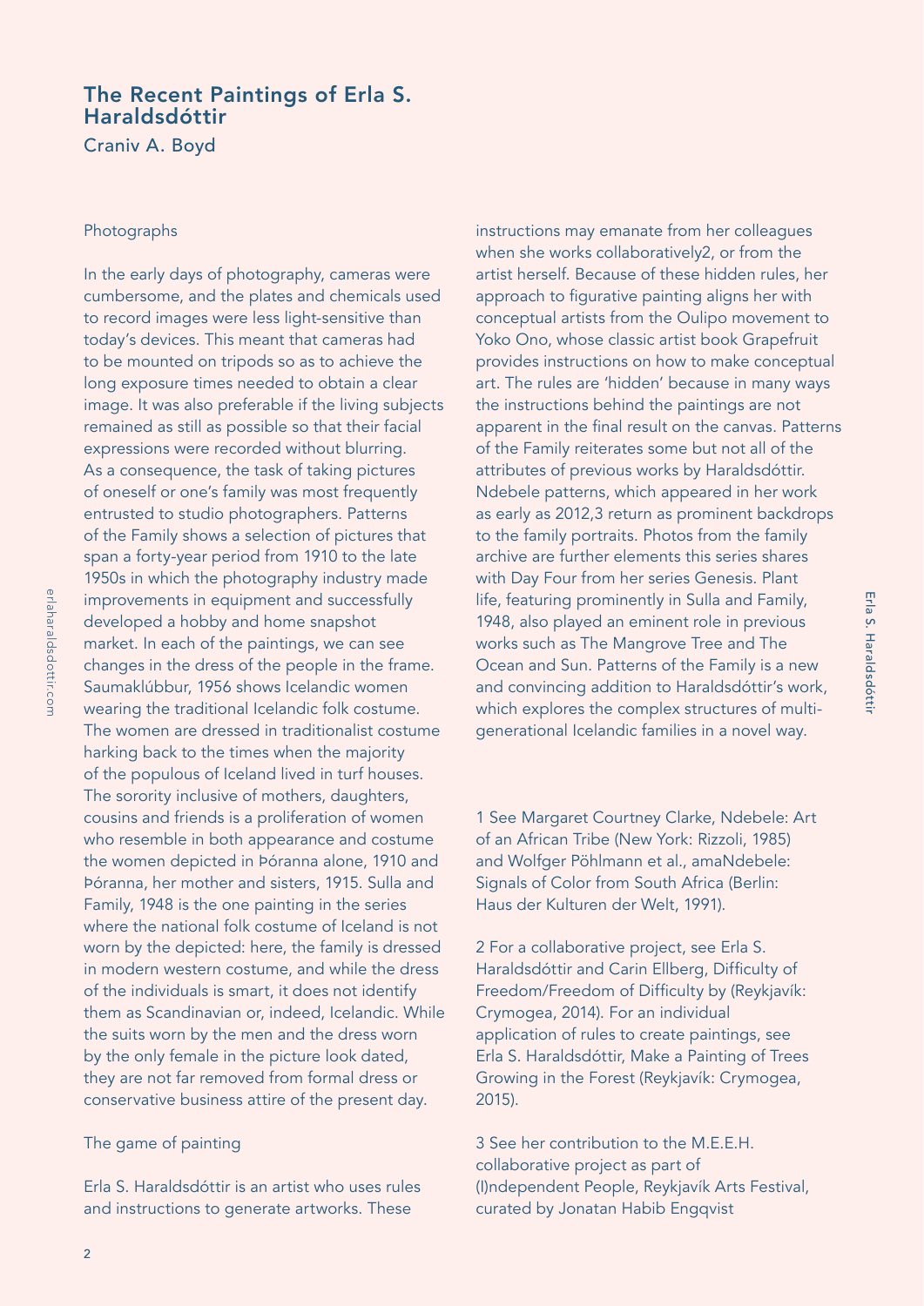## The Recent Paintings of Erla S. Haraldsdóttir

Craniv A. Boyd

### Photographs

In the early days of photography, cameras were cumbersome, and the plates and chemicals used to record images were less light-sensitive than today's devices. This meant that cameras had to be mounted on tripods so as to achieve the long exposure times needed to obtain a clear image. It was also preferable if the living subjects remained as still as possible so that their facial expressions were recorded without blurring. As a consequence, the task of taking pictures of oneself or one's family was most frequently entrusted to studio photographers. Patterns of the Family shows a selection of pictures that span a forty-year period from 1910 to the late 1950s in which the photography industry made improvements in equipment and successfully developed a hobby and home snapshot market. In each of the paintings, we can see changes in the dress of the people in the frame. Saumaklúbbur, 1956 shows Icelandic women wearing the traditional Icelandic folk costume. The women are dressed in traditionalist costume harking back to the times when the majority of the populous of Iceland lived in turf houses. The sorority inclusive of mothers, daughters, cousins and friends is a proliferation of women who resemble in both appearance and costume the women depicted in Þóranna alone, 1910 and Þóranna, her mother and sisters, 1915. Sulla and Family, 1948 is the one painting in the series where the national folk costume of Iceland is not worn by the depicted: here, the family is dressed in modern western costume, and while the dress of the individuals is smart, it does not identify them as Scandinavian or, indeed, Icelandic. While the suits worn by the men and the dress worn by the only female in the picture look dated, they are not far removed from formal dress or conservative business attire of the present day.

### The game of painting

Erla S. Haraldsdóttir is an artist who uses rules and instructions to generate artworks. These instructions may emanate from her colleagues when she works collaboratively2, or from the artist herself. Because of these hidden rules, her approach to figurative painting aligns her with conceptual artists from the Oulipo movement to Yoko Ono, whose classic artist book Grapefruit provides instructions on how to make conceptual art. The rules are 'hidden' because in many ways the instructions behind the paintings are not apparent in the final result on the canvas. Patterns of the Family reiterates some but not all of the attributes of previous works by Haraldsdóttir. Ndebele patterns, which appeared in her work as early as 2012,3 return as prominent backdrops to the family portraits. Photos from the family archive are further elements this series shares with Day Four from her series Genesis. Plant life, featuring prominently in Sulla and Family, 1948, also played an eminent role in previous works such as The Mangrove Tree and The Ocean and Sun. Patterns of the Family is a new and convincing addition to Haraldsdóttir's work, which explores the complex structures of multi-generational Icelandic families in a novel way.

1 See Margaret Courtney Clarke, Ndebele: Art of an African Tribe (New York: Rizzoli, 1985) and Wolfger Pöhlmann et al., amaNdebele: Signals of Color from South Africa (Berlin: Haus der Kulturen der Welt, 1991).

2 For a collaborative project, see Erla S. Haraldsdóttir and Carin Ellberg, Difficulty of Freedom/Freedom of Difficulty by (Reykjavík: Crymogea, 2014). For an individual application of rules to create paintings, see Erla S. Haraldsdóttir, Make a Painting of Trees Growing in the Forest (Reykjavík: Crymogea, 2015).

3 See her contribution to the M.E.E.H. collaborative project as part of (I)ndependent People, Reykjavík Arts Festival, curated by Jonatan Habib Engqvist